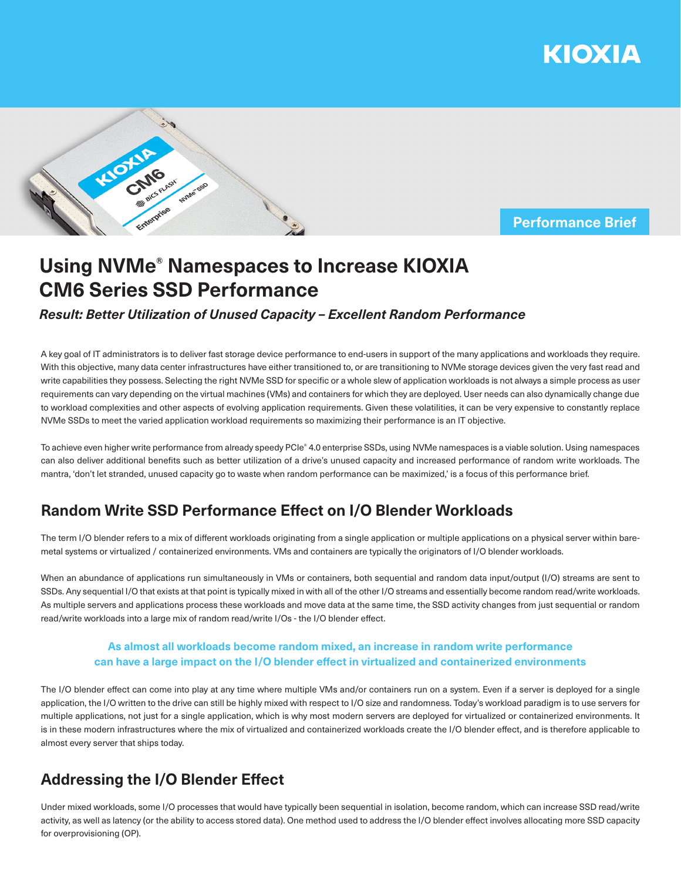Performance Brief

# Using NVMe® Namespaces to Increase KIOXIA CM6 Series SSD Performance

***Result: Better Utilization of Unused Capacity – Excellent Random Performance***

A key goal of IT administrators is to deliver fast storage device performance to end-users in support of the many applications and workloads they require. With this objective, many data center infrastructures have either transitioned to, or are transitioning to NVMe storage devices given the very fast read and write capabilities they possess. Selecting the right NVMe SSD for specific or a whole slew of application workloads is not always a simple process as user requirements can vary depending on the virtual machines (VMs) and containers for which they are deployed. User needs can also dynamically change due to workload complexities and other aspects of evolving application requirements. Given these volatilities, it can be very expensive to constantly replace NVMe SSDs to meet the varied application workload requirements so maximizing their performance is an IT objective.

To achieve even higher write performance from already speedy PCIe® 4.0 enterprise SSDs, using NVMe namespaces is a viable solution. Using namespaces can also deliver additional benefits such as better utilization of a drive's unused capacity and increased performance of random write workloads. The mantra, 'don't let stranded, unused capacity go to waste when random performance can be maximized,' is a focus of this performance brief.

## Random Write SSD Performance Effect on I/O Blender Workloads

The term I/O blender refers to a mix of different workloads originating from a single application or multiple applications on a physical server within bare-metal systems or virtualized / containerized environments. VMs and containers are typically the originators of I/O blender workloads.

When an abundance of applications run simultaneously in VMs or containers, both sequential and random data input/output (I/O) streams are sent to SSDs. Any sequential I/O that exists at that point is typically mixed in with all of the other I/O streams and essentially become random read/write workloads. As multiple servers and applications process these workloads and move data at the same time, the SSD activity changes from just sequential or random read/write workloads into a large mix of random read/write I/Os - the I/O blender effect.

**As almost all workloads become random mixed, an increase in random write performance can have a large impact on the I/O blender effect in virtualized and containerized environments**

The I/O blender effect can come into play at any time where multiple VMs and/or containers run on a system. Even if a server is deployed for a single application, the I/O written to the drive can still be highly mixed with respect to I/O size and randomness. Today's workload paradigm is to use servers for multiple applications, not just for a single application, which is why most modern servers are deployed for virtualized or containerized environments. It is in these modern infrastructures where the mix of virtualized and containerized workloads create the I/O blender effect, and is therefore applicable to almost every server that ships today.

## Addressing the I/O Blender Effect

Under mixed workloads, some I/O processes that would have typically been sequential in isolation, become random, which can increase SSD read/write activity, as well as latency (or the ability to access stored data). One method used to address the I/O blender effect involves allocating more SSD capacity for overprovisioning (OP).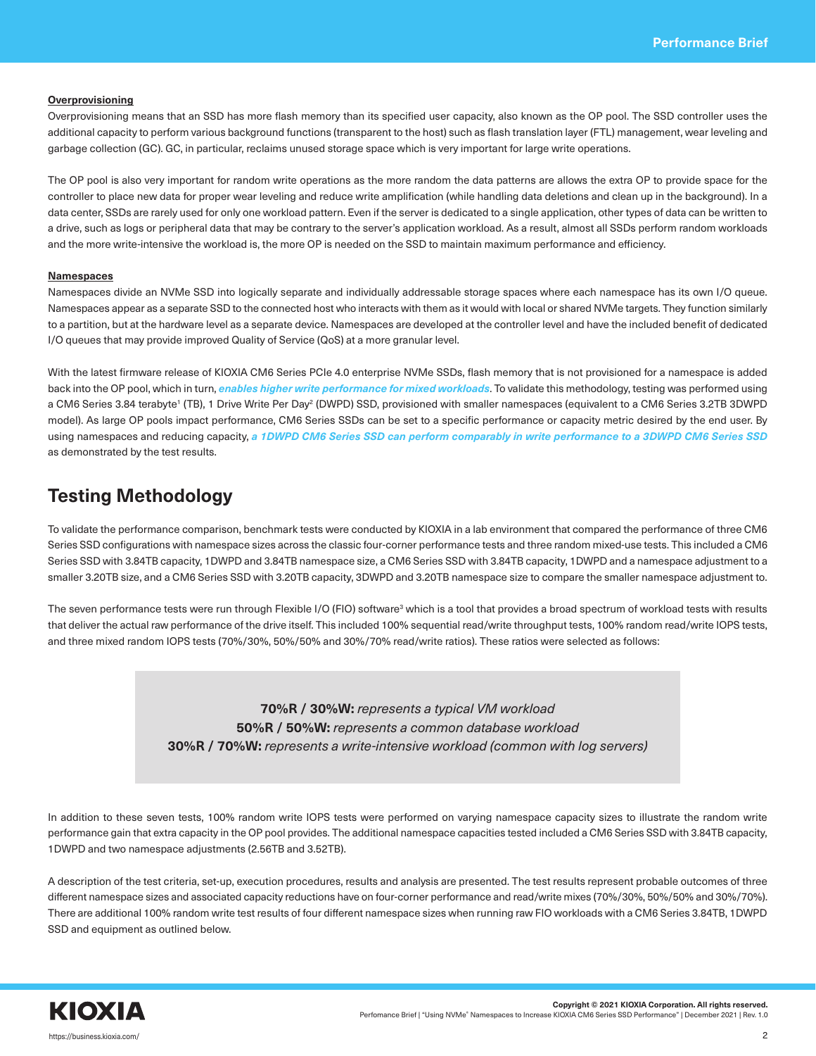**Overprovisioning**

Overprovisioning means that an SSD has more flash memory than its specified user capacity, also known as the OP pool. The SSD controller uses the additional capacity to perform various background functions (transparent to the host) such as flash translation layer (FTL) management, wear leveling and garbage collection (GC). GC, in particular, reclaims unused storage space which is very important for large write operations.

The OP pool is also very important for random write operations as the more random the data patterns are allows the extra OP to provide space for the controller to place new data for proper wear leveling and reduce write amplification (while handling data deletions and clean up in the background). In a data center, SSDs are rarely used for only one workload pattern. Even if the server is dedicated to a single application, other types of data can be written to a drive, such as logs or peripheral data that may be contrary to the server's application workload. As a result, almost all SSDs perform random workloads and the more write-intensive the workload is, the more OP is needed on the SSD to maintain maximum performance and efficiency.

**Namespaces**

Namespaces divide an NVMe SSD into logically separate and individually addressable storage spaces where each namespace has its own I/O queue. Namespaces appear as a separate SSD to the connected host who interacts with them as it would with local or shared NVMe targets. They function similarly to a partition, but at the hardware level as a separate device. Namespaces are developed at the controller level and have the included benefit of dedicated I/O queues that may provide improved Quality of Service (QoS) at a more granular level.

With the latest firmware release of KIOXIA CM6 Series PCIe 4.0 enterprise NVMe SSDs, flash memory that is not provisioned for a namespace is added back into the OP pool, which in turn, ***enables higher write performance for mixed workloads***. To validate this methodology, testing was performed using a CM6 Series 3.84 terabyte[1] (TB), 1 Drive Write Per Day[2] (DWPD) SSD, provisioned with smaller namespaces (equivalent to a CM6 Series 3.2TB 3DWPD model). As large OP pools impact performance, CM6 Series SSDs can be set to a specific performance or capacity metric desired by the end user. By using namespaces and reducing capacity, ***a 1DWPD CM6 Series SSD can perform comparably in write performance to a 3DWPD CM6 Series SSD*** as demonstrated by the test results.

## Testing Methodology

To validate the performance comparison, benchmark tests were conducted by KIOXIA in a lab environment that compared the performance of three CM6 Series SSD configurations with namespace sizes across the classic four-corner performance tests and three random mixed-use tests. This included a CM6 Series SSD with 3.84TB capacity, 1DWPD and 3.84TB namespace size, a CM6 Series SSD with 3.84TB capacity, 1DWPD and a namespace adjustment to a smaller 3.20TB size, and a CM6 Series SSD with 3.20TB capacity, 3DWPD and 3.20TB namespace size to compare the smaller namespace adjustment to.

The seven performance tests were run through Flexible I/O (FIO) software[3] which is a tool that provides a broad spectrum of workload tests with results that deliver the actual raw performance of the drive itself. This included 100% sequential read/write throughput tests, 100% random read/write IOPS tests, and three mixed random IOPS tests (70%/30%, 50%/50% and 30%/70% read/write ratios). These ratios were selected as follows:

> **70%R / 30%W:** *represents a typical VM workload*
> **50%R / 50%W:** *represents a common database workload*
> **30%R / 70%W:** *represents a write-intensive workload (common with log servers)*

In addition to these seven tests, 100% random write IOPS tests were performed on varying namespace capacity sizes to illustrate the random write performance gain that extra capacity in the OP pool provides. The additional namespace capacities tested included a CM6 Series SSD with 3.84TB capacity, 1DWPD and two namespace adjustments (2.56TB and 3.52TB).

A description of the test criteria, set-up, execution procedures, results and analysis are presented. The test results represent probable outcomes of three different namespace sizes and associated capacity reductions have on four-corner performance and read/write mixes (70%/30%, 50%/50% and 30%/70%). There are additional 100% random write test results of four different namespace sizes when running raw FIO workloads with a CM6 Series 3.84TB, 1DWPD SSD and equipment as outlined below.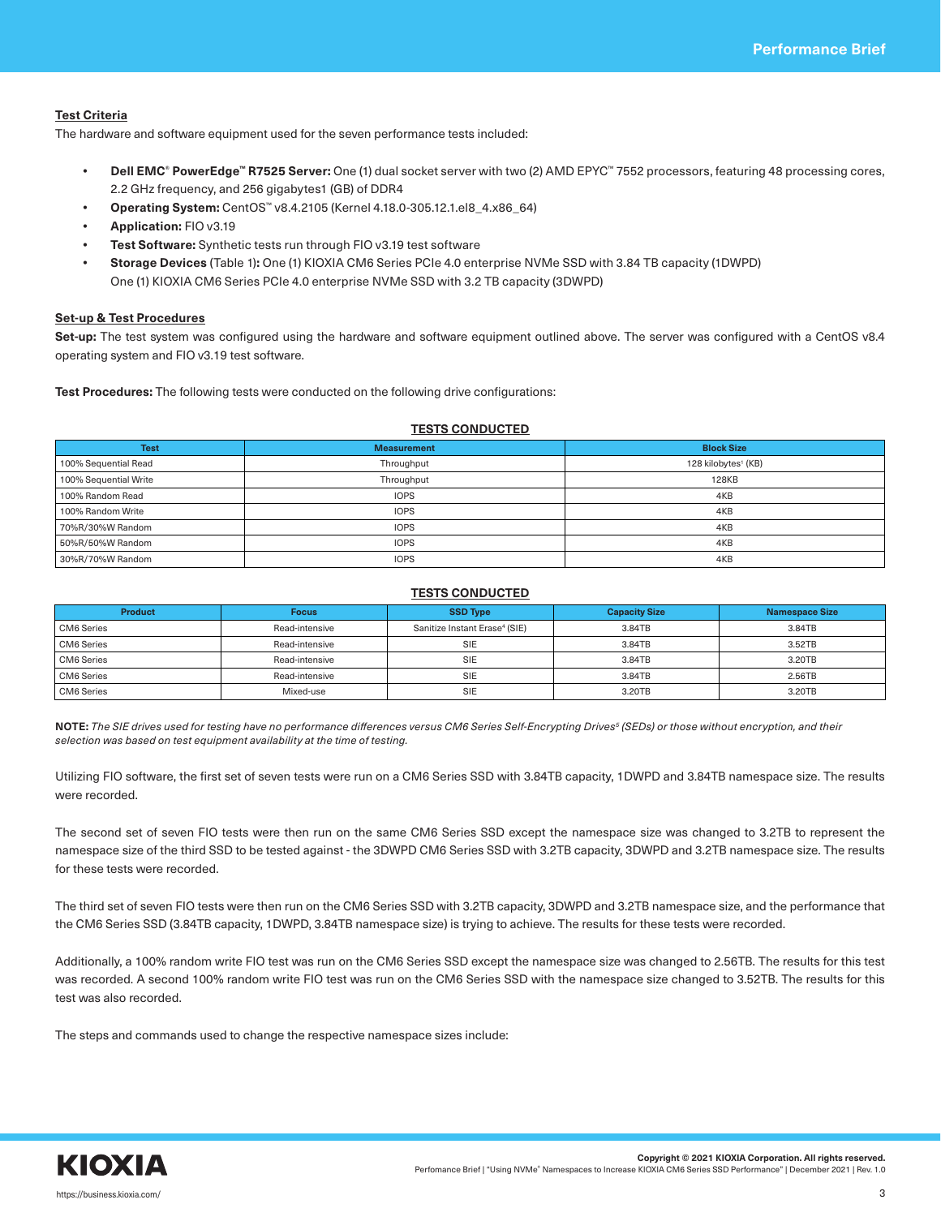### Test Criteria

The hardware and software equipment used for the seven performance tests included:

- **Dell EMC® PowerEdge™ R7525 Server:** One (1) dual socket server with two (2) AMD EPYC™ 7552 processors, featuring 48 processing cores, 2.2 GHz frequency, and 256 gigabytes1 (GB) of DDR4
- **Operating System:** CentOS™ v8.4.2105 (Kernel 4.18.0-305.12.1.el8_4.x86_64)
- **Application:** FIO v3.19
- **Test Software:** Synthetic tests run through FIO v3.19 test software
- **Storage Devices** (Table 1)**:** One (1) KIOXIA CM6 Series PCIe 4.0 enterprise NVMe SSD with 3.84 TB capacity (1DWPD)
  One (1) KIOXIA CM6 Series PCIe 4.0 enterprise NVMe SSD with 3.2 TB capacity (3DWPD)

### Set-up & Test Procedures

**Set-up:** The test system was configured using the hardware and software equipment outlined above. The server was configured with a CentOS v8.4 operating system and FIO v3.19 test software.

**Test Procedures:** The following tests were conducted on the following drive configurations:

**TESTS CONDUCTED**

| Test | Measurement | Block Size |
|---|---|---|
| 100% Sequential Read | Throughput | 128 kilobytes[1] (KB) |
| 100% Sequential Write | Throughput | 128KB |
| 100% Random Read | IOPS | 4KB |
| 100% Random Write | IOPS | 4KB |
| 70%R/30%W Random | IOPS | 4KB |
| 50%R/50%W Random | IOPS | 4KB |
| 30%R/70%W Random | IOPS | 4KB |

**TESTS CONDUCTED**

| Product | Focus | SSD Type | Capacity Size | Namespace Size |
|---|---|---|---|---|
| CM6 Series | Read-intensive | Sanitize Instant Erase[4] (SIE) | 3.84TB | 3.84TB |
| CM6 Series | Read-intensive | SIE | 3.84TB | 3.52TB |
| CM6 Series | Read-intensive | SIE | 3.84TB | 3.20TB |
| CM6 Series | Read-intensive | SIE | 3.84TB | 2.56TB |
| CM6 Series | Mixed-use | SIE | 3.20TB | 3.20TB |

**NOTE:** *The SIE drives used for testing have no performance differences versus CM6 Series Self-Encrypting Drives[5] (SEDs) or those without encryption, and their selection was based on test equipment availability at the time of testing.*

Utilizing FIO software, the first set of seven tests were run on a CM6 Series SSD with 3.84TB capacity, 1DWPD and 3.84TB namespace size. The results were recorded.

The second set of seven FIO tests were then run on the same CM6 Series SSD except the namespace size was changed to 3.2TB to represent the namespace size of the third SSD to be tested against - the 3DWPD CM6 Series SSD with 3.2TB capacity, 3DWPD and 3.2TB namespace size. The results for these tests were recorded.

The third set of seven FIO tests were then run on the CM6 Series SSD with 3.2TB capacity, 3DWPD and 3.2TB namespace size, and the performance that the CM6 Series SSD (3.84TB capacity, 1DWPD, 3.84TB namespace size) is trying to achieve. The results for these tests were recorded.

Additionally, a 100% random write FIO test was run on the CM6 Series SSD except the namespace size was changed to 2.56TB. The results for this test was recorded. A second 100% random write FIO test was run on the CM6 Series SSD with the namespace size changed to 3.52TB. The results for this test was also recorded.

The steps and commands used to change the respective namespace sizes include: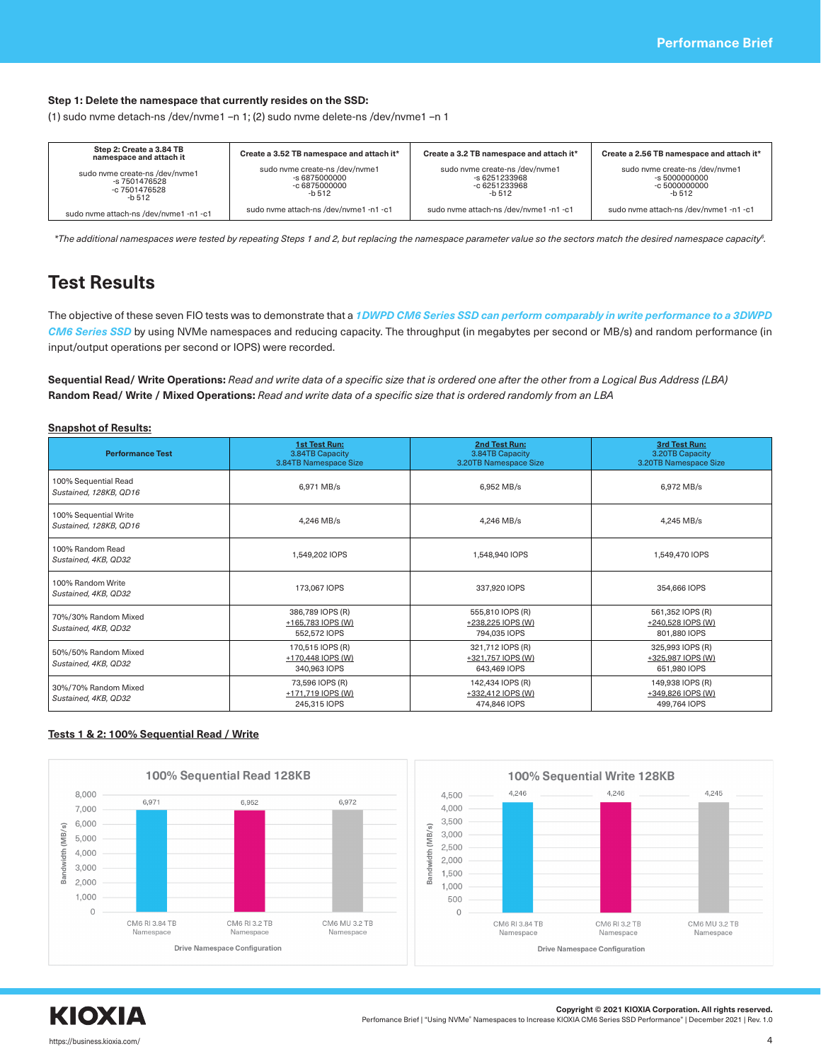**Step 1: Delete the namespace that currently resides on the SSD:**

(1) sudo nvme detach-ns /dev/nvme1 –n 1; (2) sudo nvme delete-ns /dev/nvme1 –n 1

| Step 2: Create a 3.84 TB namespace and attach it | Create a 3.52 TB namespace and attach it* | Create a 3.2 TB namespace and attach it* | Create a 2.56 TB namespace and attach it* |
|---|---|---|---|
| sudo nvme create-ns /dev/nvme1 -s 7501476528 -c 7501476528 -b 512 | sudo nvme create-ns /dev/nvme1 -s 6875000000 -c 6875000000 -b 512 | sudo nvme create-ns /dev/nvme1 -s 6251233968 -c 6251233968 -b 512 | sudo nvme create-ns /dev/nvme1 -s 5000000000 -c 5000000000 -b 512 |
| sudo nvme attach-ns /dev/nvme1 -n1 -c1 | sudo nvme attach-ns /dev/nvme1 -n1 -c1 | sudo nvme attach-ns /dev/nvme1 -n1 -c1 | sudo nvme attach-ns /dev/nvme1 -n1 -c1 |

*\*The additional namespaces were tested by repeating Steps 1 and 2, but replacing the namespace parameter value so the sectors match the desired namespace capacity[6].*

## Test Results

The objective of these seven FIO tests was to demonstrate that a ***1DWPD CM6 Series SSD can perform comparably in write performance to a 3DWPD CM6 Series SSD*** by using NVMe namespaces and reducing capacity. The throughput (in megabytes per second or MB/s) and random performance (in input/output operations per second or IOPS) were recorded.

**Sequential Read/ Write Operations:** *Read and write data of a specific size that is ordered one after the other from a Logical Bus Address (LBA)*
**Random Read/ Write / Mixed Operations:** *Read and write data of a specific size that is ordered randomly from an LBA*

**Snapshot of Results:**

| Performance Test | 1st Test Run: 3.84TB Capacity 3.84TB Namespace Size | 2nd Test Run: 3.84TB Capacity 3.20TB Namespace Size | 3rd Test Run: 3.20TB Capacity 3.20TB Namespace Size |
|---|---|---|---|
| 100% Sequential Read *Sustained, 128KB, QD16* | 6,971 MB/s | 6,952 MB/s | 6,972 MB/s |
| 100% Sequential Write *Sustained, 128KB, QD16* | 4,246 MB/s | 4,246 MB/s | 4,245 MB/s |
| 100% Random Read *Sustained, 4KB, QD32* | 1,549,202 IOPS | 1,548,940 IOPS | 1,549,470 IOPS |
| 100% Random Write *Sustained, 4KB, QD32* | 173,067 IOPS | 337,920 IOPS | 354,666 IOPS |
| 70%/30% Random Mixed *Sustained, 4KB, QD32* | 386,789 IOPS (R) +165,783 IOPS (W) 552,572 IOPS | 555,810 IOPS (R) +238,225 IOPS (W) 794,035 IOPS | 561,352 IOPS (R) +240,528 IOPS (W) 801,880 IOPS |
| 50%/50% Random Mixed *Sustained, 4KB, QD32* | 170,515 IOPS (R) +170,448 IOPS (W) 340,963 IOPS | 321,712 IOPS (R) +321,757 IOPS (W) 643,469 IOPS | 325,993 IOPS (R) +325,987 IOPS (W) 651,980 IOPS |
| 30%/70% Random Mixed *Sustained, 4KB, QD32* | 73,596 IOPS (R) +171,719 IOPS (W) 245,315 IOPS | 142,434 IOPS (R) +332,412 IOPS (W) 474,846 IOPS | 149,938 IOPS (R) +349,826 IOPS (W) 499,764 IOPS |

**Tests 1 & 2: 100% Sequential Read / Write**

**100% Sequential Read 128KB**

| Drive Namespace Configuration | Bandwidth (MB/s) |
|---|---|
| CM6 RI 3.84 TB Namespace | 6,971 |
| CM6 RI 3.2 TB Namespace | 6,952 |
| CM6 MU 3.2 TB Namespace | 6,972 |

**100% Sequential Write 128KB**

| Drive Namespace Configuration | Bandwidth (MB/s) |
|---|---|
| CM6 RI 3.84 TB Namespace | 4,246 |
| CM6 RI 3.2 TB Namespace | 4,246 |
| CM6 MU 3.2 TB Namespace | 4,245 |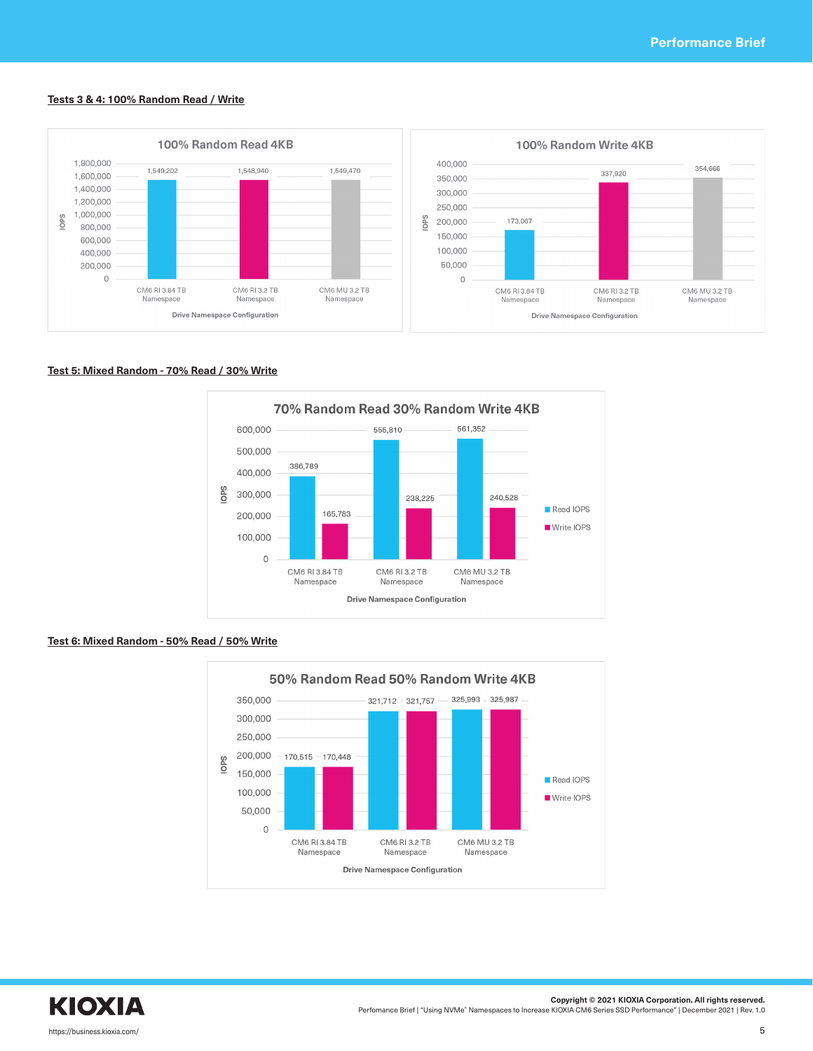#### Tests 3 & 4: 100% Random Read / Write

**100% Random Read 4KB**

| Drive Namespace Configuration | IOPS |
| --- | --- |
| CM6 RI 3.84 TB Namespace | 1,549,202 |
| CM6 RI 3.2 TB Namespace | 1,548,940 |
| CM6 MU 3.2 TB Namespace | 1,549,470 |

**100% Random Write 4KB**

| Drive Namespace Configuration | IOPS |
| --- | --- |
| CM6 RI 3.84 TB Namespace | 173,067 |
| CM6 RI 3.2 TB Namespace | 337,920 |
| CM6 MU 3.2 TB Namespace | 354,666 |

#### Test 5: Mixed Random - 70% Read / 30% Write

**70% Random Read 30% Random Write 4KB**

| Drive Namespace Configuration | Read IOPS | Write IOPS |
| --- | --- | --- |
| CM6 RI 3.84 TB Namespace | 386,789 | 165,783 |
| CM6 RI 3.2 TB Namespace | 555,810 | 238,225 |
| CM6 MU 3.2 TB Namespace | 561,352 | 240,528 |

#### Test 6: Mixed Random - 50% Read / 50% Write

**50% Random Read 50% Random Write 4KB**

| Drive Namespace Configuration | Read IOPS | Write IOPS |
| --- | --- | --- |
| CM6 RI 3.84 TB Namespace | 170,515 | 170,448 |
| CM6 RI 3.2 TB Namespace | 321,712 | 321,757 |
| CM6 MU 3.2 TB Namespace | 325,993 | 325,987 |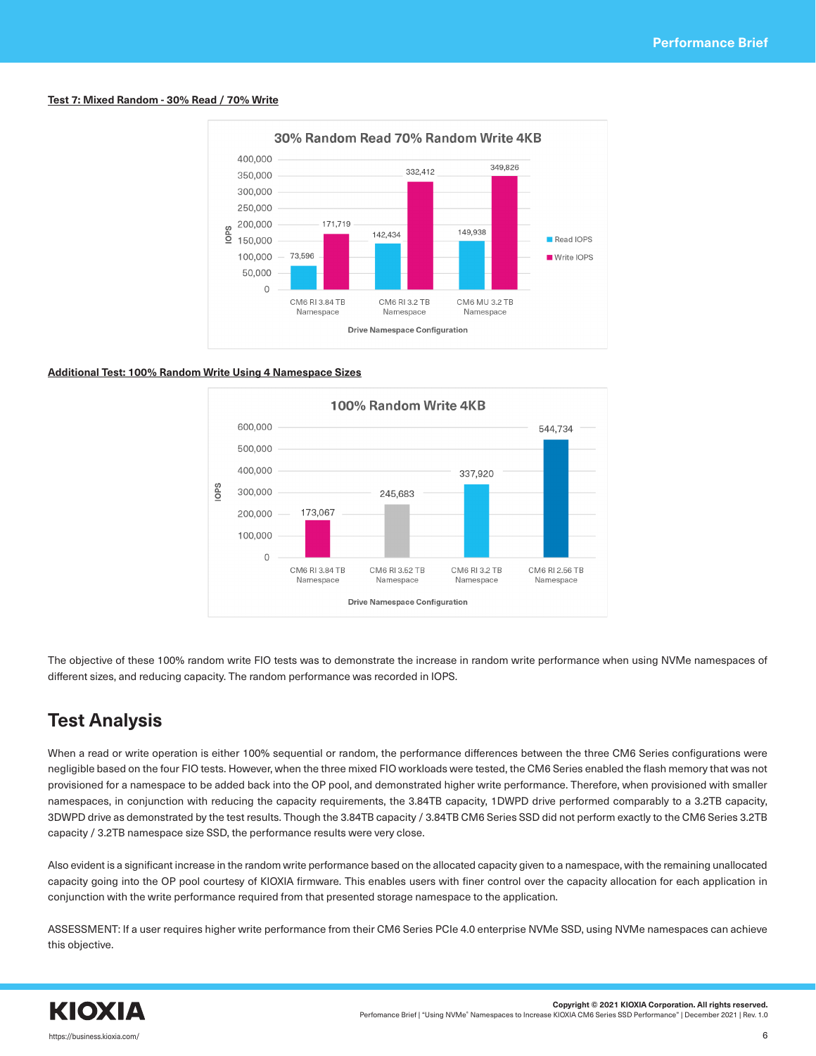**Test 7: Mixed Random - 30% Read / 70% Write**

30% Random Read 70% Random Write 4KB

| Drive Namespace Configuration | Read IOPS | Write IOPS |
|---|---|---|
| CM6 RI 3.84 TB Namespace | 73,596 | 171,719 |
| CM6 RI 3.2 TB Namespace | 142,434 | 332,412 |
| CM6 MU 3.2 TB Namespace | 149,938 | 349,826 |

**Additional Test: 100% Random Write Using 4 Namespace Sizes**

100% Random Write 4KB

| Drive Namespace Configuration | IOPS |
|---|---|
| CM6 RI 3.84 TB Namespace | 173,067 |
| CM6 RI 3.52 TB Namespace | 245,683 |
| CM6 RI 3.2 TB Namespace | 337,920 |
| CM6 RI 2.56 TB Namespace | 544,734 |

The objective of these 100% random write FIO tests was to demonstrate the increase in random write performance when using NVMe namespaces of different sizes, and reducing capacity. The random performance was recorded in IOPS.

## Test Analysis

When a read or write operation is either 100% sequential or random, the performance differences between the three CM6 Series configurations were negligible based on the four FIO tests. However, when the three mixed FIO workloads were tested, the CM6 Series enabled the flash memory that was not provisioned for a namespace to be added back into the OP pool, and demonstrated higher write performance. Therefore, when provisioned with smaller namespaces, in conjunction with reducing the capacity requirements, the 3.84TB capacity, 1DWPD drive performed comparably to a 3.2TB capacity, 3DWPD drive as demonstrated by the test results. Though the 3.84TB capacity / 3.84TB CM6 Series SSD did not perform exactly to the CM6 Series 3.2TB capacity / 3.2TB namespace size SSD, the performance results were very close.

Also evident is a significant increase in the random write performance based on the allocated capacity given to a namespace, with the remaining unallocated capacity going into the OP pool courtesy of KIOXIA firmware. This enables users with finer control over the capacity allocation for each application in conjunction with the write performance required from that presented storage namespace to the application.

ASSESSMENT: If a user requires higher write performance from their CM6 Series PCIe 4.0 enterprise NVMe SSD, using NVMe namespaces can achieve this objective.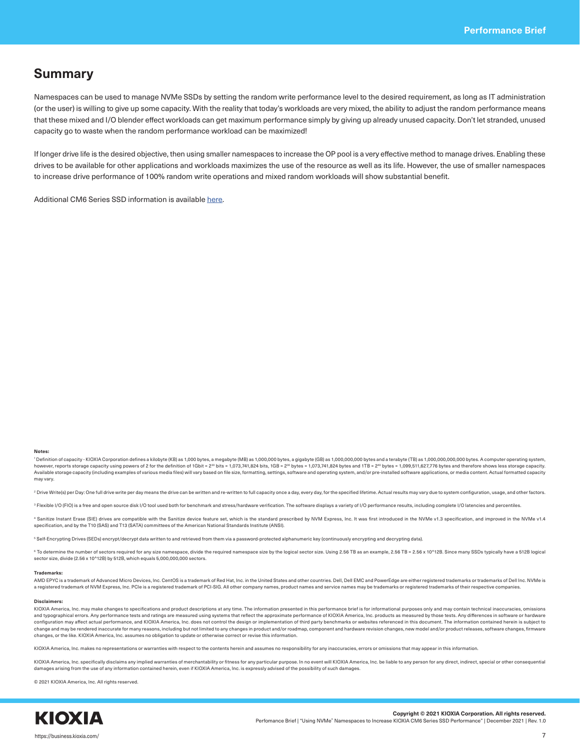## Summary

Namespaces can be used to manage NVMe SSDs by setting the random write performance level to the desired requirement, as long as IT administration (or the user) is willing to give up some capacity. With the reality that today's workloads are very mixed, the ability to adjust the random performance means that these mixed and I/O blender effect workloads can get maximum performance simply by giving up already unused capacity. Don't let stranded, unused capacity go to waste when the random performance workload can be maximized!

If longer drive life is the desired objective, then using smaller namespaces to increase the OP pool is a very effective method to manage drives. Enabling these drives to be available for other applications and workloads maximizes the use of the resource as well as its life. However, the use of smaller namespaces to increase drive performance of 100% random write operations and mixed random workloads will show substantial benefit.

Additional CM6 Series SSD information is available here.

**Notes:**

[1] Definition of capacity - KIOXIA Corporation defines a kilobyte (KB) as 1,000 bytes, a megabyte (MB) as 1,000,000 bytes, a gigabyte (GB) as 1,000,000,000 bytes and a terabyte (TB) as 1,000,000,000,000 bytes. A computer operating system, however, reports storage capacity using powers of 2 for the definition of 1Gbit = $2^{30}$ bits = 1,073,741,824 bits, 1GB = $2^{30}$ bytes = 1,073,741,824 bytes and 1TB = $2^{40}$ bytes = 1,099,511,627,776 bytes and therefore shows less storage capacity. Available storage capacity (including examples of various media files) will vary based on file size, formatting, settings, software and operating system, and/or pre-installed software applications, or media content. Actual formatted capacity may vary.

[2] Drive Write(s) per Day: One full drive write per day means the drive can be written and re-written to full capacity once a day, every day, for the specified lifetime. Actual results may vary due to system configuration, usage, and other factors.

[3] Flexible I/O (FIO) is a free and open source disk I/O tool used both for benchmark and stress/hardware verification. The software displays a variety of I/O performance results, including complete I/O latencies and percentiles.

[4] Sanitize Instant Erase (SIE) drives are compatible with the Sanitize device feature set, which is the standard prescribed by NVM Express, Inc. It was first introduced in the NVMe v1.3 specification, and improved in the NVMe v1.4 specification, and by the T10 (SAS) and T13 (SATA) committees of the American National Standards Institute (ANSI).

[5] Self-Encrypting Drives (SEDs) encrypt/decrypt data written to and retrieved from them via a password-protected alphanumeric key (continuously encrypting and decrypting data).

[6] To determine the number of sectors required for any size namespace, divide the required namespace size by the logical sector size. Using 2.56 TB as an example, 2.56 TB = 2.56 x 10^12B. Since many SSDs typically have a 512B logical sector size, divide (2.56 x 10^12B) by 512B, which equals 5,000,000,000 sectors.

**Trademarks:**

AMD EPYC is a trademark of Advanced Micro Devices, Inc. CentOS is a trademark of Red Hat, Inc. in the United States and other countries. Dell, Dell EMC and PowerEdge are either registered trademarks or trademarks of Dell Inc. NVMe is a registered trademark of NVM Express, Inc. PCIe is a registered trademark of PCI-SIG. All other company names, product names and service names may be trademarks or registered trademarks of their respective companies.

**Disclaimers:**

KIOXIA America, Inc. may make changes to specifications and product descriptions at any time. The information presented in this performance brief is for informational purposes only and may contain technical inaccuracies, omissions and typographical errors. Any performance tests and ratings are measured using systems that reflect the approximate performance of KIOXIA America, Inc. products as measured by those tests. Any differences in software or hardware configuration may affect actual performance, and KIOXIA America, Inc. does not control the design or implementation of third party benchmarks or websites referenced in this document. The information contained herein is subject to change and may be rendered inaccurate for many reasons, including but not limited to any changes in product and/or roadmap, component and hardware revision changes, new model and/or product releases, software changes, firmware changes, or the like. KIOXIA America, Inc. assumes no obligation to update or otherwise correct or revise this information.

KIOXIA America, Inc. makes no representations or warranties with respect to the contents herein and assumes no responsibility for any inaccuracies, errors or omissions that may appear in this information.

KIOXIA America, Inc. specifically disclaims any implied warranties of merchantability or fitness for any particular purpose. In no event will KIOXIA America, Inc. be liable to any person for any direct, indirect, special or other consequential damages arising from the use of any information contained herein, even if KIOXIA America, Inc. is expressly advised of the possibility of such damages.

© 2021 KIOXIA America, Inc. All rights reserved.